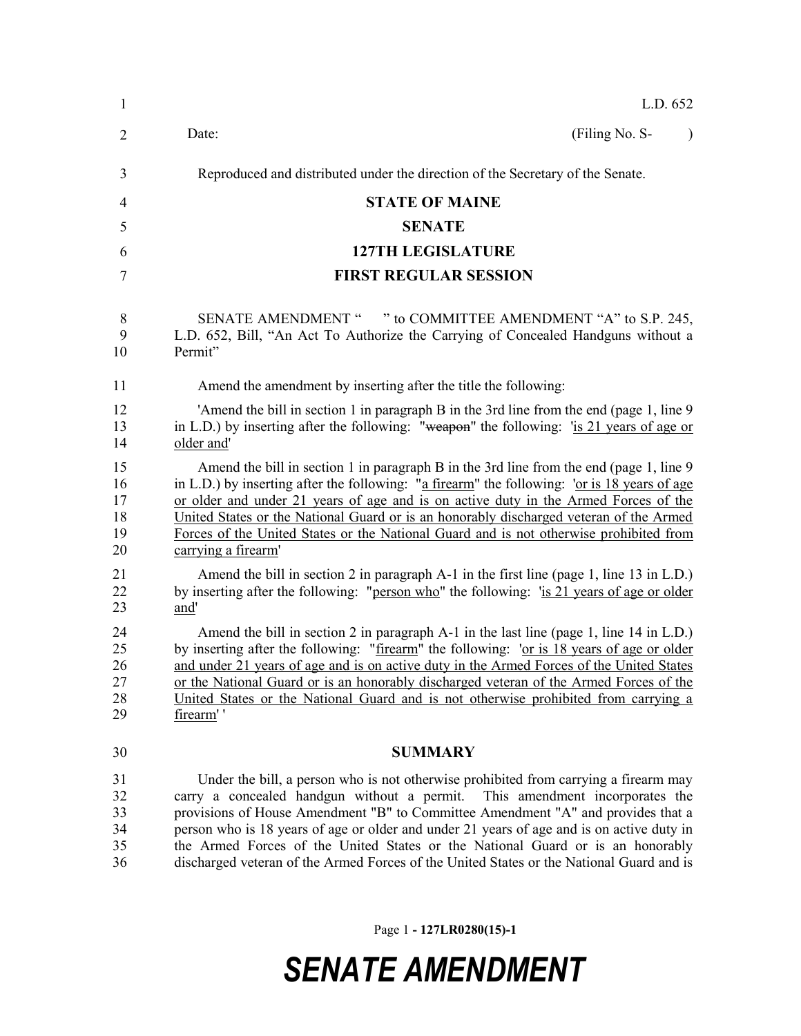L.D. 652

Date: (Filing No. S- )

Reproduced and distributed under the direction of the Secretary of the Senate.

# STATE OF MAINE

## SENATE

## 127TH LEGISLATURE

## FIRST REGULAR SESSION

SENATE AMENDMENT " " to COMMITTEE AMENDMENT "A" to S.P. 245, L.D. 652, Bill, "An Act To Authorize the Carrying of Concealed Handguns without a Permit"

Amend the amendment by inserting after the title the following:

'Amend the bill in section 1 in paragraph B in the 3rd line from the end (page 1, line 9 in L.D.) by inserting after the following: "~~weapon~~" the following: 'is 21 years of age or older and'

Amend the bill in section 1 in paragraph B in the 3rd line from the end (page 1, line 9 in L.D.) by inserting after the following: "a firearm" the following: 'or is 18 years of age or older and under 21 years of age and is on active duty in the Armed Forces of the United States or the National Guard or is an honorably discharged veteran of the Armed Forces of the United States or the National Guard and is not otherwise prohibited from carrying a firearm'

Amend the bill in section 2 in paragraph A-1 in the first line (page 1, line 13 in L.D.) by inserting after the following: "person who" the following: 'is 21 years of age or older and'

Amend the bill in section 2 in paragraph A-1 in the last line (page 1, line 14 in L.D.) by inserting after the following: "firearm" the following: 'or is 18 years of age or older and under 21 years of age and is on active duty in the Armed Forces of the United States or the National Guard or is an honorably discharged veteran of the Armed Forces of the United States or the National Guard and is not otherwise prohibited from carrying a firearm' '

## SUMMARY

Under the bill, a person who is not otherwise prohibited from carrying a firearm may carry a concealed handgun without a permit. This amendment incorporates the provisions of House Amendment "B" to Committee Amendment "A" and provides that a person who is 18 years of age or older and under 21 years of age and is on active duty in the Armed Forces of the United States or the National Guard or is an honorably discharged veteran of the Armed Forces of the United States or the National Guard and is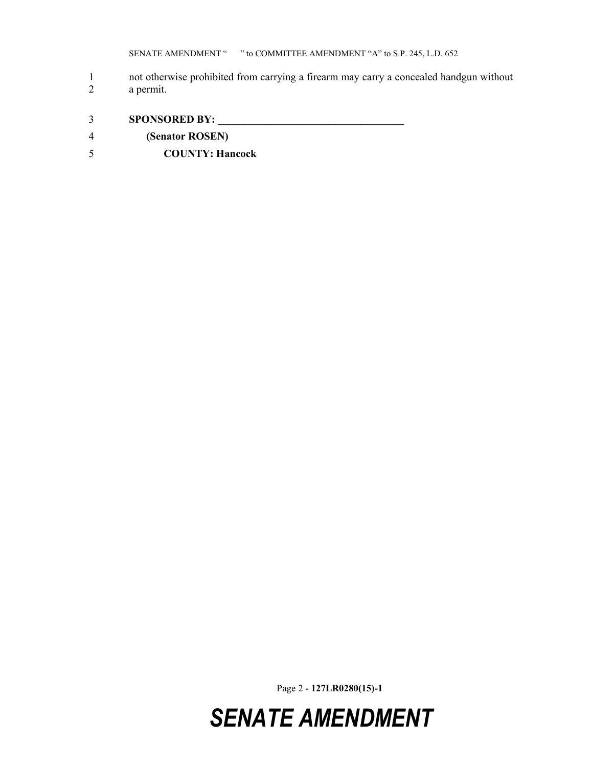not otherwise prohibited from carrying a firearm may carry a concealed handgun without a permit.

**SPONSORED BY: \_\_\_\_\_\_\_\_\_\_\_\_\_\_\_\_\_\_\_\_\_\_\_\_\_\_\_\_\_\_\_\_\_\_\_\_\_**

**(Senator ROSEN)**

**COUNTY: Hancock**